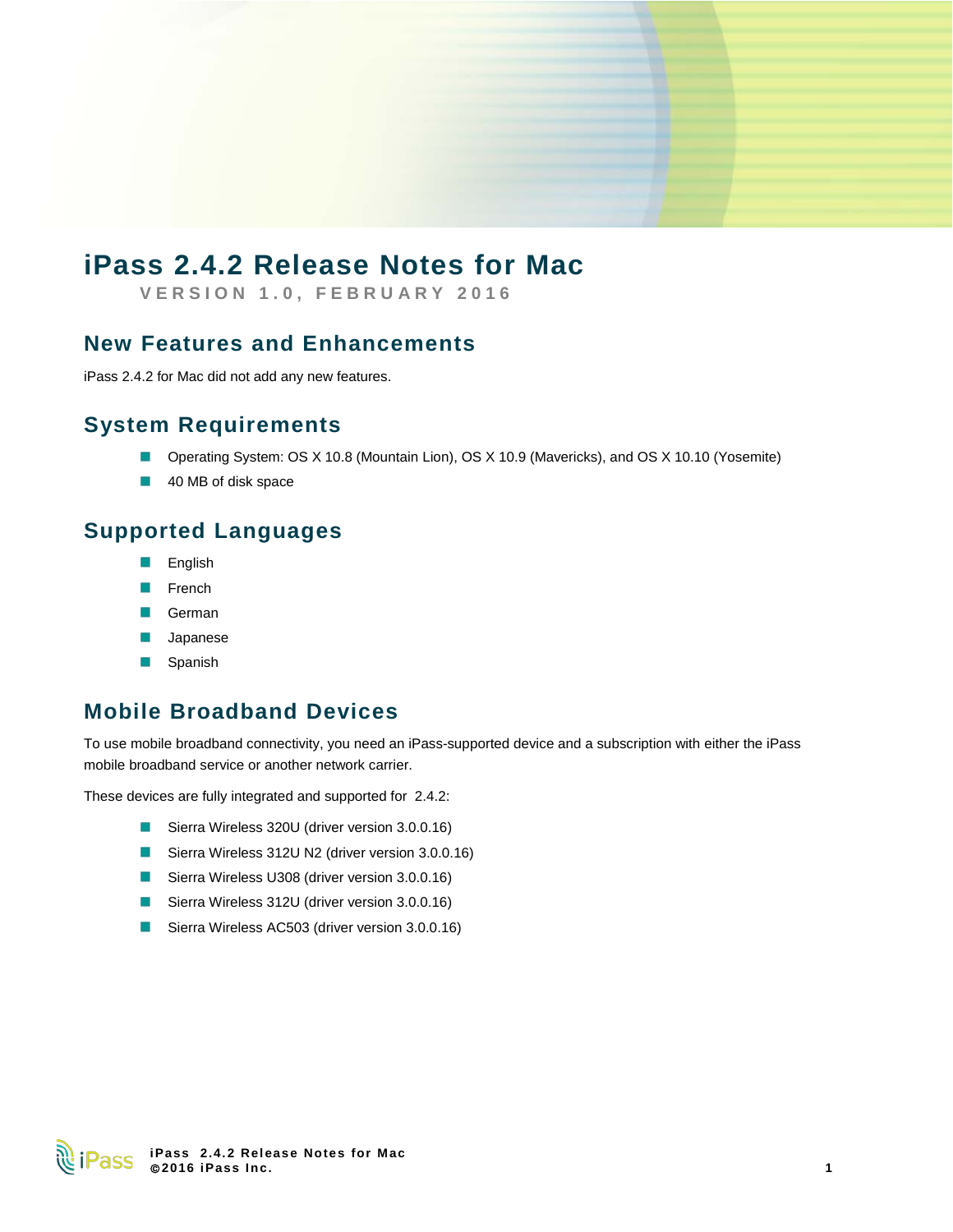# iPass 2.4.2 Release Notes for Mac

VERSION 1.0, FEBRUARY 2016

## New Features and Enhancements

iPass 2.4.2 for Mac did not add any new features.

## System Requirements

- Operating System: OS X 10.8 (Mountain Lion), OS X 10.9 (Mavericks), and OS X 10.10 (Yosemite)
- 40 MB of disk space

## Supported Languages

- English
- French
- German
- Japanese
- Spanish

## Mobile Broadband Devices

To use mobile broadband connectivity, you need an iPass-supported device and a subscription with either the iPass mobile broadband service or another network carrier.

These devices are fully integrated and supported for 2.4.2:

- Sierra Wireless 320U (driver version 3.0.0.16)
- Sierra Wireless 312U N2 (driver version 3.0.0.16)
- Sierra Wireless U308 (driver version 3.0.0.16)
- Sierra Wireless 312U (driver version 3.0.0.16)
- Sierra Wireless AC503 (driver version 3.0.0.16)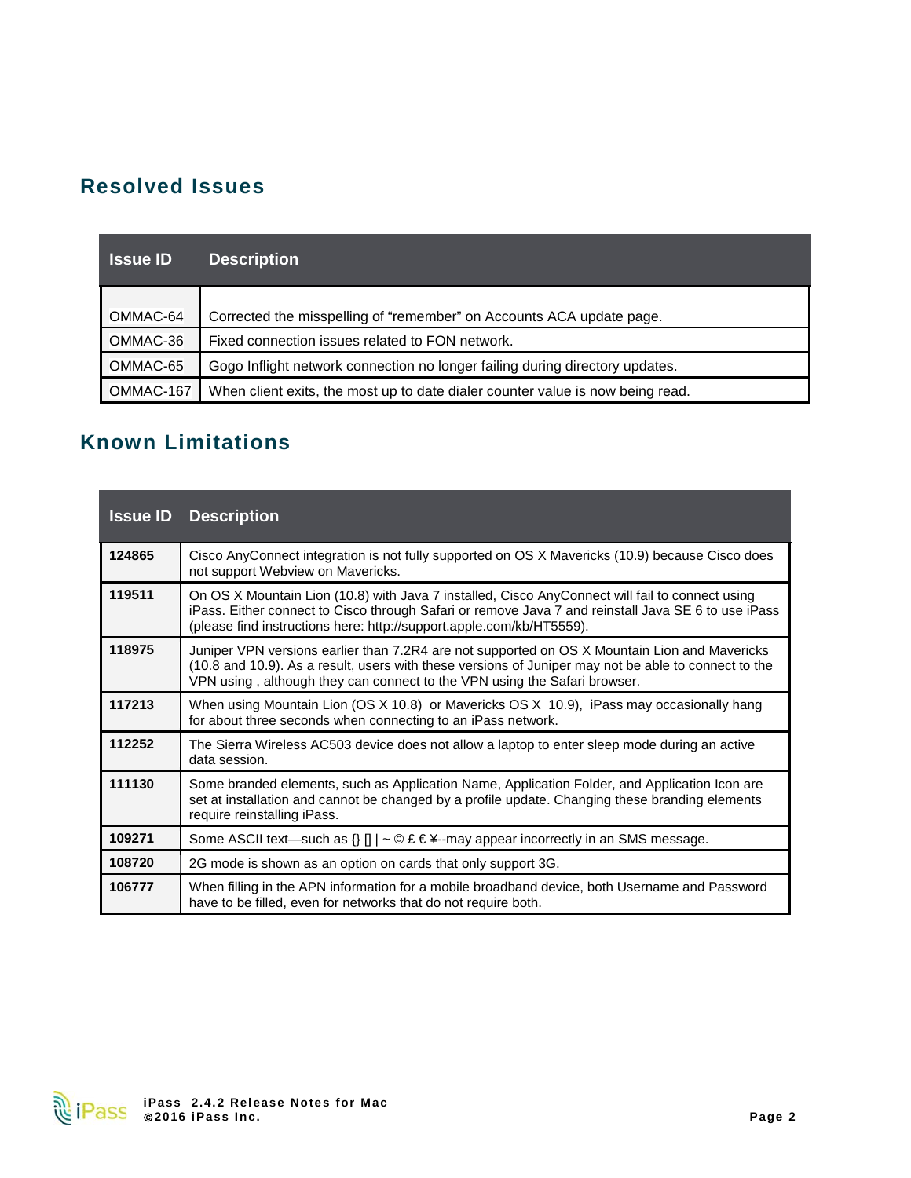## Resolved Issues

| Issue ID | Description |
|---|---|
| OMMAC-64 | Corrected the misspelling of “remember” on Accounts ACA update page. |
| OMMAC-36 | Fixed connection issues related to FON network. |
| OMMAC-65 | Gogo Inflight network connection no longer failing during directory updates. |
| OMMAC-167 | When client exits, the most up to date dialer counter value is now being read. |

## Known Limitations

| Issue ID | Description |
|---|---|
| **124865** | Cisco AnyConnect integration is not fully supported on OS X Mavericks (10.9) because Cisco does not support Webview on Mavericks. |
| **119511** | On OS X Mountain Lion (10.8) with Java 7 installed, Cisco AnyConnect will fail to connect using iPass. Either connect to Cisco through Safari or remove Java 7 and reinstall Java SE 6 to use iPass (please find instructions here: http://support.apple.com/kb/HT5559). |
| **118975** | Juniper VPN versions earlier than 7.2R4 are not supported on OS X Mountain Lion and Mavericks (10.8 and 10.9). As a result, users with these versions of Juniper may not be able to connect to the VPN using , although they can connect to the VPN using the Safari browser. |
| **117213** | When using Mountain Lion (OS X 10.8) or Mavericks OS X 10.9), iPass may occasionally hang for about three seconds when connecting to an iPass network. |
| **112252** | The Sierra Wireless AC503 device does not allow a laptop to enter sleep mode during an active data session. |
| **111130** | Some branded elements, such as Application Name, Application Folder, and Application Icon are set at installation and cannot be changed by a profile update. Changing these branding elements require reinstalling iPass. |
| **109271** | Some ASCII text—such as {} [] \| ~ © £ € ¥--may appear incorrectly in an SMS message. |
| **108720** | 2G mode is shown as an option on cards that only support 3G. |
| **106777** | When filling in the APN information for a mobile broadband device, both Username and Password have to be filled, even for networks that do not require both. |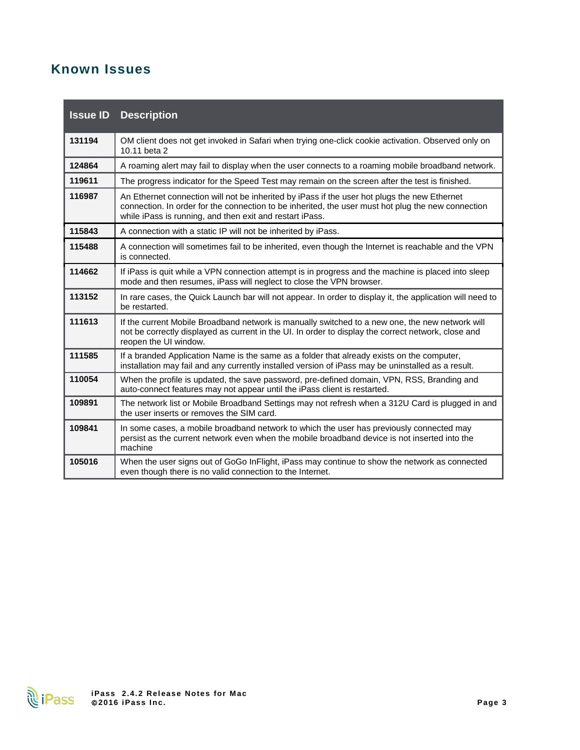## Known Issues

| Issue ID | Description |
|---|---|
| **131194** | OM client does not get invoked in Safari when trying one-click cookie activation. Observed only on 10.11 beta 2 |
| **124864** | A roaming alert may fail to display when the user connects to a roaming mobile broadband network. |
| **119611** | The progress indicator for the Speed Test may remain on the screen after the test is finished. |
| **116987** | An Ethernet connection will not be inherited by iPass if the user hot plugs the new Ethernet connection. In order for the connection to be inherited, the user must hot plug the new connection while iPass is running, and then exit and restart iPass. |
| **115843** | A connection with a static IP will not be inherited by iPass. |
| **115488** | A connection will sometimes fail to be inherited, even though the Internet is reachable and the VPN is connected. |
| **114662** | If iPass is quit while a VPN connection attempt is in progress and the machine is placed into sleep mode and then resumes, iPass will neglect to close the VPN browser. |
| **113152** | In rare cases, the Quick Launch bar will not appear. In order to display it, the application will need to be restarted. |
| **111613** | If the current Mobile Broadband network is manually switched to a new one, the new network will not be correctly displayed as current in the UI. In order to display the correct network, close and reopen the UI window. |
| **111585** | If a branded Application Name is the same as a folder that already exists on the computer, installation may fail and any currently installed version of iPass may be uninstalled as a result. |
| **110054** | When the profile is updated, the save password, pre-defined domain, VPN, RSS, Branding and auto-connect features may not appear until the iPass client is restarted. |
| **109891** | The network list or Mobile Broadband Settings may not refresh when a 312U Card is plugged in and the user inserts or removes the SIM card. |
| **109841** | In some cases, a mobile broadband network to which the user has previously connected may persist as the current network even when the mobile broadband device is not inserted into the machine |
| **105016** | When the user signs out of GoGo InFlight, iPass may continue to show the network as connected even though there is no valid connection to the Internet. |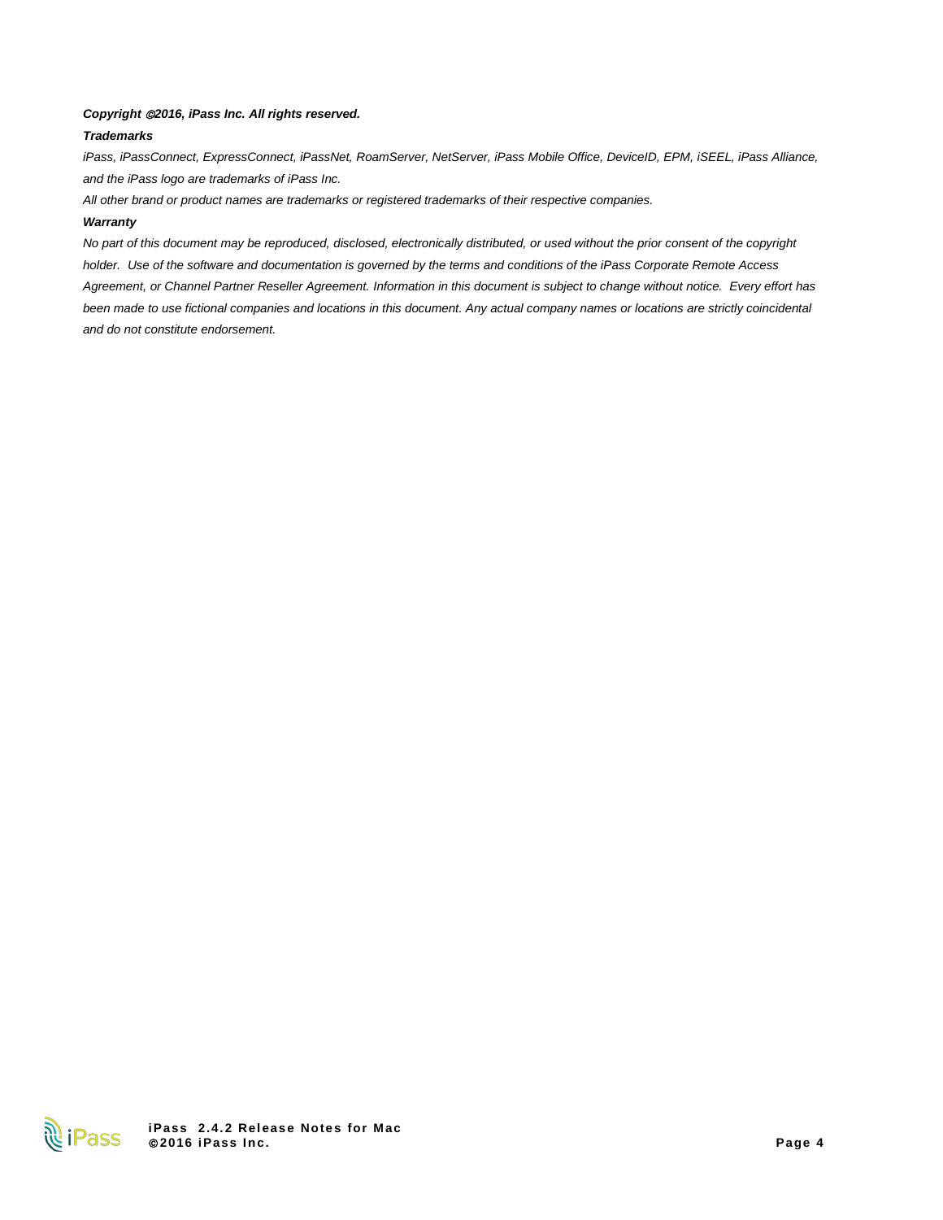***Copyright ©2016, iPass Inc. All rights reserved.***

***Trademarks***

*iPass, iPassConnect, ExpressConnect, iPassNet, RoamServer, NetServer, iPass Mobile Office, DeviceID, EPM, iSEEL, iPass Alliance, and the iPass logo are trademarks of iPass Inc.*

*All other brand or product names are trademarks or registered trademarks of their respective companies.*

***Warranty***

*No part of this document may be reproduced, disclosed, electronically distributed, or used without the prior consent of the copyright holder. Use of the software and documentation is governed by the terms and conditions of the iPass Corporate Remote Access Agreement, or Channel Partner Reseller Agreement. Information in this document is subject to change without notice. Every effort has been made to use fictional companies and locations in this document. Any actual company names or locations are strictly coincidental and do not constitute endorsement.*